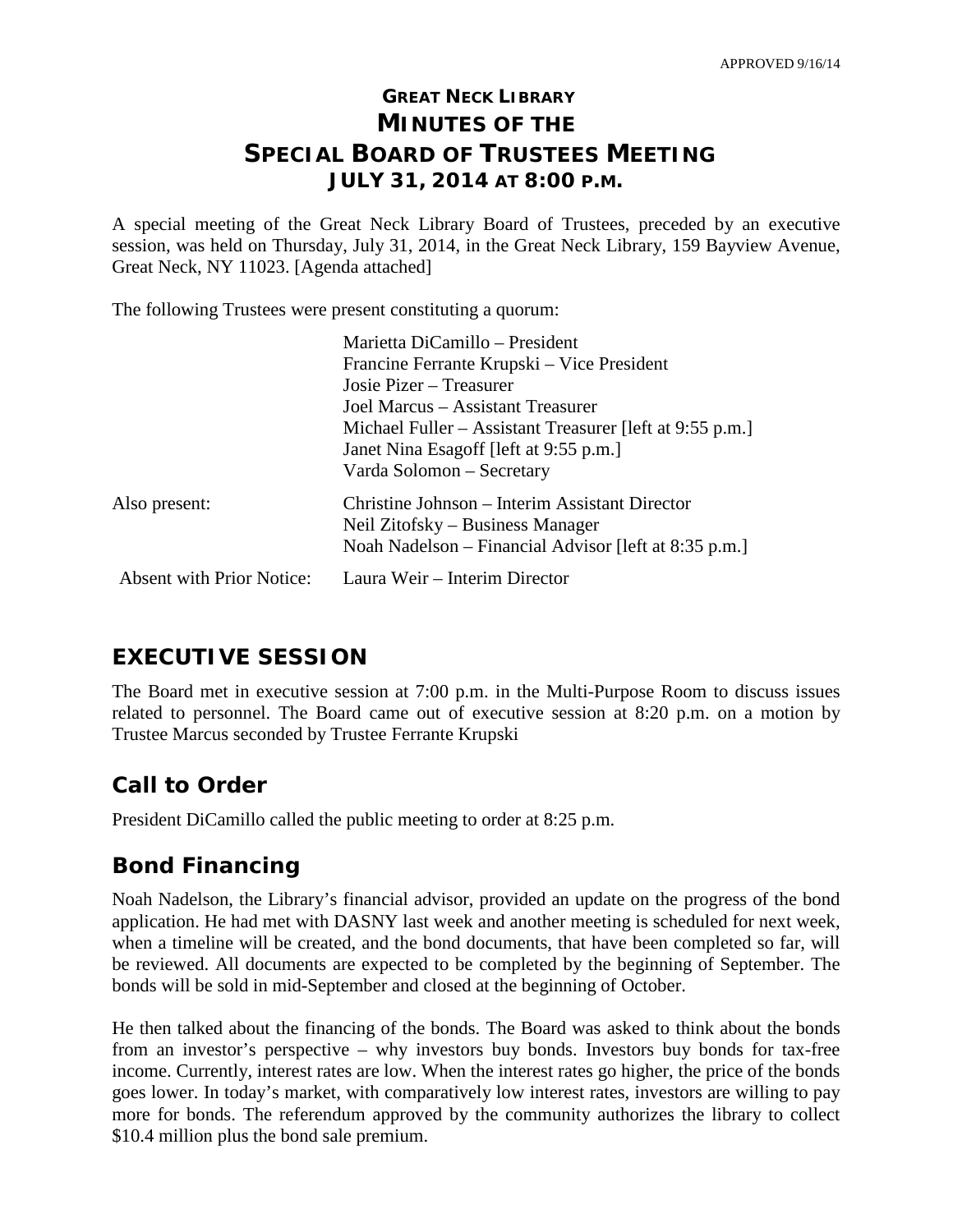APPROVED 9/16/14

# GREAT NECK LIBRARY
# MINUTES OF THE
# SPECIAL BOARD OF TRUSTEES MEETING
## JULY 31, 2014 AT 8:00 P.M.

A special meeting of the Great Neck Library Board of Trustees, preceded by an executive session, was held on Thursday, July 31, 2014, in the Great Neck Library, 159 Bayview Avenue, Great Neck, NY 11023. [Agenda attached]

The following Trustees were present constituting a quorum:

| | |
|---|---|
| | Marietta DiCamillo – President |
| | Francine Ferrante Krupski – Vice President |
| | Josie Pizer – Treasurer |
| | Joel Marcus – Assistant Treasurer |
| | Michael Fuller – Assistant Treasurer [left at 9:55 p.m.] |
| | Janet Nina Esagoff [left at 9:55 p.m.] |
| | Varda Solomon – Secretary |
| Also present: | Christine Johnson – Interim Assistant Director |
| | Neil Zitofsky – Business Manager |
| | Noah Nadelson – Financial Advisor [left at 8:35 p.m.] |
| Absent with Prior Notice: | Laura Weir – Interim Director |

## EXECUTIVE SESSION

The Board met in executive session at 7:00 p.m. in the Multi-Purpose Room to discuss issues related to personnel. The Board came out of executive session at 8:20 p.m. on a motion by Trustee Marcus seconded by Trustee Ferrante Krupski

## Call to Order

President DiCamillo called the public meeting to order at 8:25 p.m.

## Bond Financing

Noah Nadelson, the Library's financial advisor, provided an update on the progress of the bond application. He had met with DASNY last week and another meeting is scheduled for next week, when a timeline will be created, and the bond documents, that have been completed so far, will be reviewed. All documents are expected to be completed by the beginning of September. The bonds will be sold in mid-September and closed at the beginning of October.

He then talked about the financing of the bonds. The Board was asked to think about the bonds from an investor's perspective – why investors buy bonds. Investors buy bonds for tax-free income. Currently, interest rates are low. When the interest rates go higher, the price of the bonds goes lower. In today's market, with comparatively low interest rates, investors are willing to pay more for bonds. The referendum approved by the community authorizes the library to collect $10.4 million plus the bond sale premium.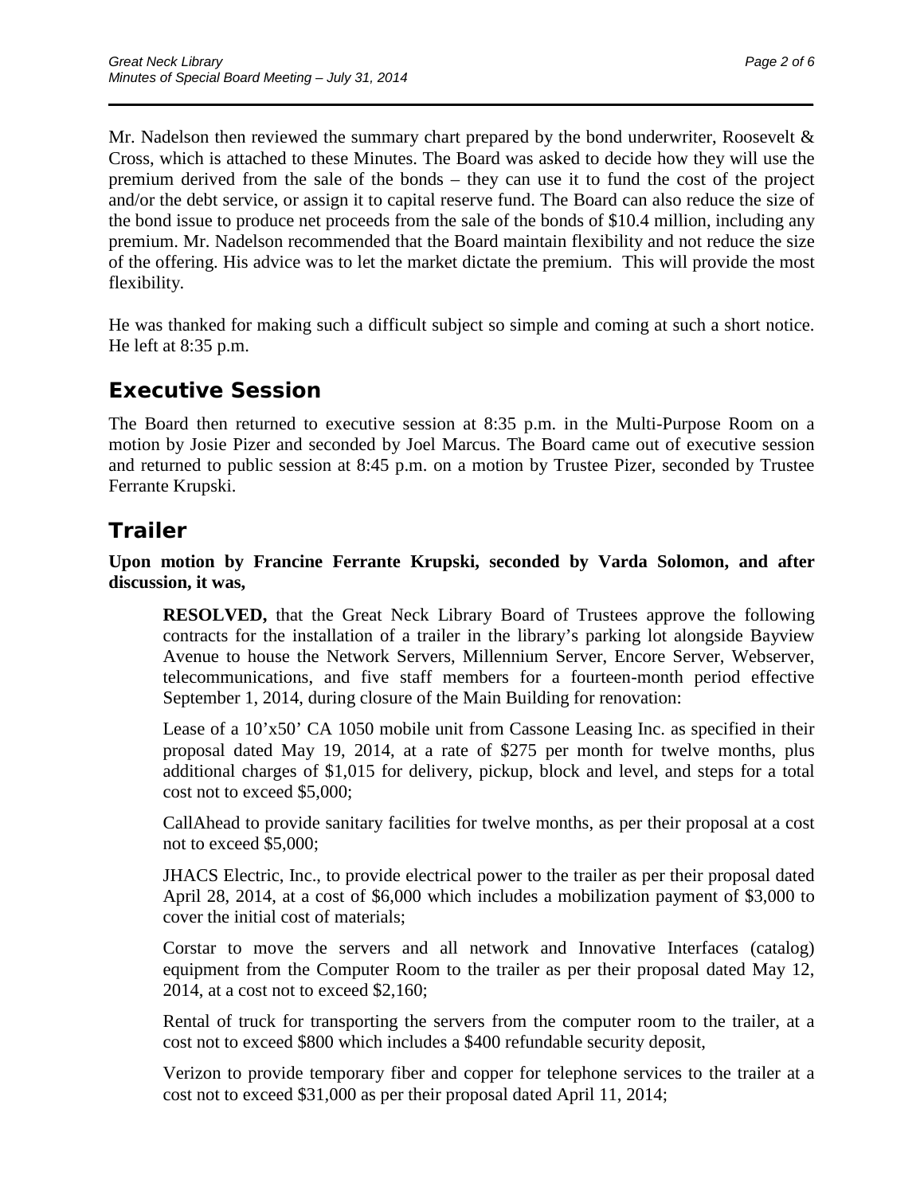Mr. Nadelson then reviewed the summary chart prepared by the bond underwriter, Roosevelt & Cross, which is attached to these Minutes. The Board was asked to decide how they will use the premium derived from the sale of the bonds – they can use it to fund the cost of the project and/or the debt service, or assign it to capital reserve fund. The Board can also reduce the size of the bond issue to produce net proceeds from the sale of the bonds of $10.4 million, including any premium. Mr. Nadelson recommended that the Board maintain flexibility and not reduce the size of the offering. His advice was to let the market dictate the premium. This will provide the most flexibility.

He was thanked for making such a difficult subject so simple and coming at such a short notice. He left at 8:35 p.m.

## Executive Session

The Board then returned to executive session at 8:35 p.m. in the Multi-Purpose Room on a motion by Josie Pizer and seconded by Joel Marcus. The Board came out of executive session and returned to public session at 8:45 p.m. on a motion by Trustee Pizer, seconded by Trustee Ferrante Krupski.

## Trailer

**Upon motion by Francine Ferrante Krupski, seconded by Varda Solomon, and after discussion, it was,**

> **RESOLVED,** that the Great Neck Library Board of Trustees approve the following contracts for the installation of a trailer in the library's parking lot alongside Bayview Avenue to house the Network Servers, Millennium Server, Encore Server, Webserver, telecommunications, and five staff members for a fourteen-month period effective September 1, 2014, during closure of the Main Building for renovation:
>
> Lease of a 10'x50' CA 1050 mobile unit from Cassone Leasing Inc. as specified in their proposal dated May 19, 2014, at a rate of $275 per month for twelve months, plus additional charges of $1,015 for delivery, pickup, block and level, and steps for a total cost not to exceed $5,000;
>
> CallAhead to provide sanitary facilities for twelve months, as per their proposal at a cost not to exceed $5,000;
>
> JHACS Electric, Inc., to provide electrical power to the trailer as per their proposal dated April 28, 2014, at a cost of $6,000 which includes a mobilization payment of $3,000 to cover the initial cost of materials;
>
> Corstar to move the servers and all network and Innovative Interfaces (catalog) equipment from the Computer Room to the trailer as per their proposal dated May 12, 2014, at a cost not to exceed $2,160;
>
> Rental of truck for transporting the servers from the computer room to the trailer, at a cost not to exceed $800 which includes a $400 refundable security deposit,
>
> Verizon to provide temporary fiber and copper for telephone services to the trailer at a cost not to exceed $31,000 as per their proposal dated April 11, 2014;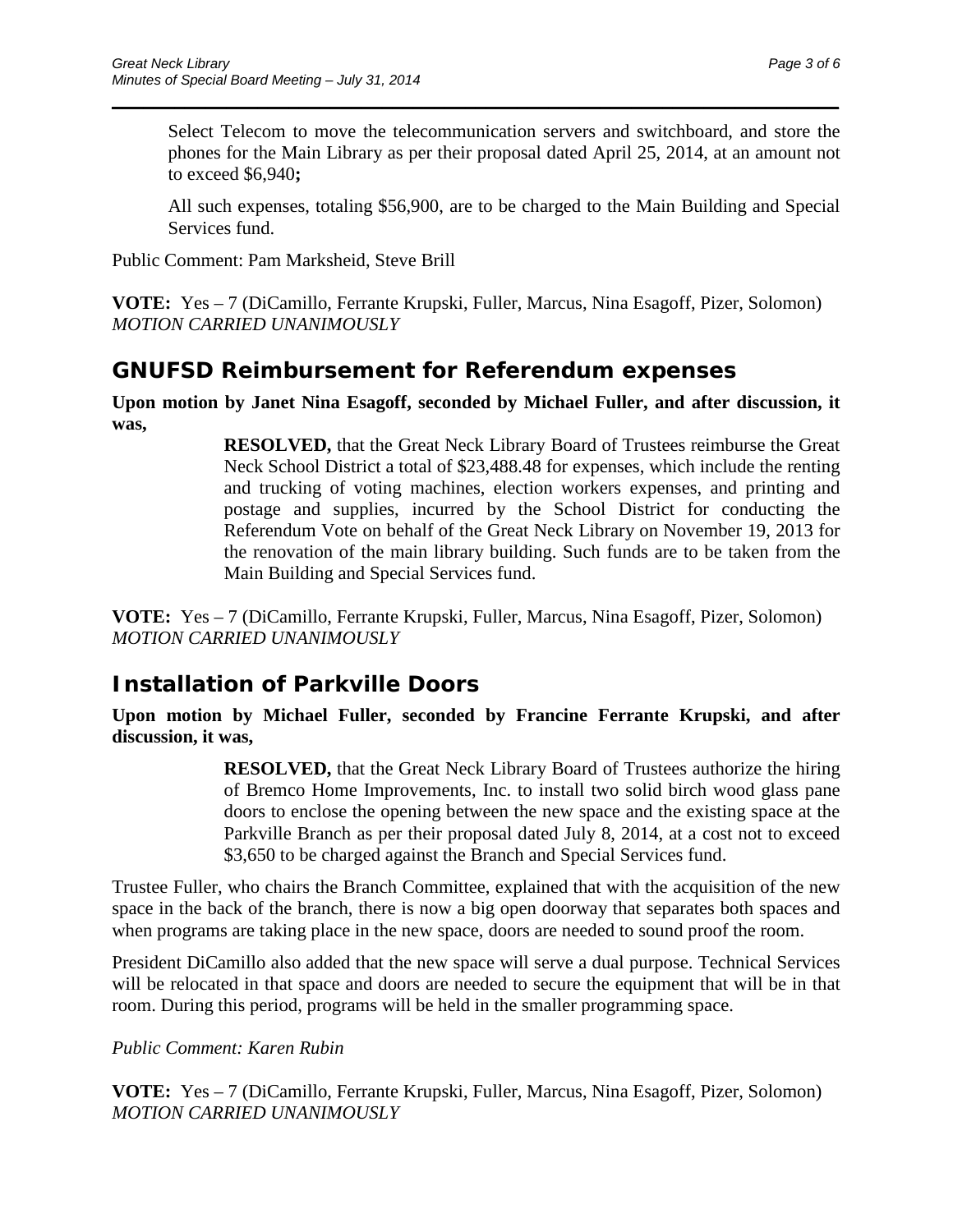Select Telecom to move the telecommunication servers and switchboard, and store the phones for the Main Library as per their proposal dated April 25, 2014, at an amount not to exceed $6,940**;**

All such expenses, totaling $56,900, are to be charged to the Main Building and Special Services fund.

Public Comment: Pam Marksheid, Steve Brill

**VOTE:** Yes – 7 (DiCamillo, Ferrante Krupski, Fuller, Marcus, Nina Esagoff, Pizer, Solomon)
*MOTION CARRIED UNANIMOUSLY*

## GNUFSD Reimbursement for Referendum expenses

**Upon motion by Janet Nina Esagoff, seconded by Michael Fuller, and after discussion, it was,**

> **RESOLVED,** that the Great Neck Library Board of Trustees reimburse the Great Neck School District a total of $23,488.48 for expenses, which include the renting and trucking of voting machines, election workers expenses, and printing and postage and supplies, incurred by the School District for conducting the Referendum Vote on behalf of the Great Neck Library on November 19, 2013 for the renovation of the main library building. Such funds are to be taken from the Main Building and Special Services fund.

**VOTE:** Yes – 7 (DiCamillo, Ferrante Krupski, Fuller, Marcus, Nina Esagoff, Pizer, Solomon)
*MOTION CARRIED UNANIMOUSLY*

## Installation of Parkville Doors

**Upon motion by Michael Fuller, seconded by Francine Ferrante Krupski, and after discussion, it was,**

> **RESOLVED,** that the Great Neck Library Board of Trustees authorize the hiring of Bremco Home Improvements, Inc. to install two solid birch wood glass pane doors to enclose the opening between the new space and the existing space at the Parkville Branch as per their proposal dated July 8, 2014, at a cost not to exceed $3,650 to be charged against the Branch and Special Services fund.

Trustee Fuller, who chairs the Branch Committee, explained that with the acquisition of the new space in the back of the branch, there is now a big open doorway that separates both spaces and when programs are taking place in the new space, doors are needed to sound proof the room.

President DiCamillo also added that the new space will serve a dual purpose. Technical Services will be relocated in that space and doors are needed to secure the equipment that will be in that room. During this period, programs will be held in the smaller programming space.

*Public Comment: Karen Rubin*

**VOTE:** Yes – 7 (DiCamillo, Ferrante Krupski, Fuller, Marcus, Nina Esagoff, Pizer, Solomon)
*MOTION CARRIED UNANIMOUSLY*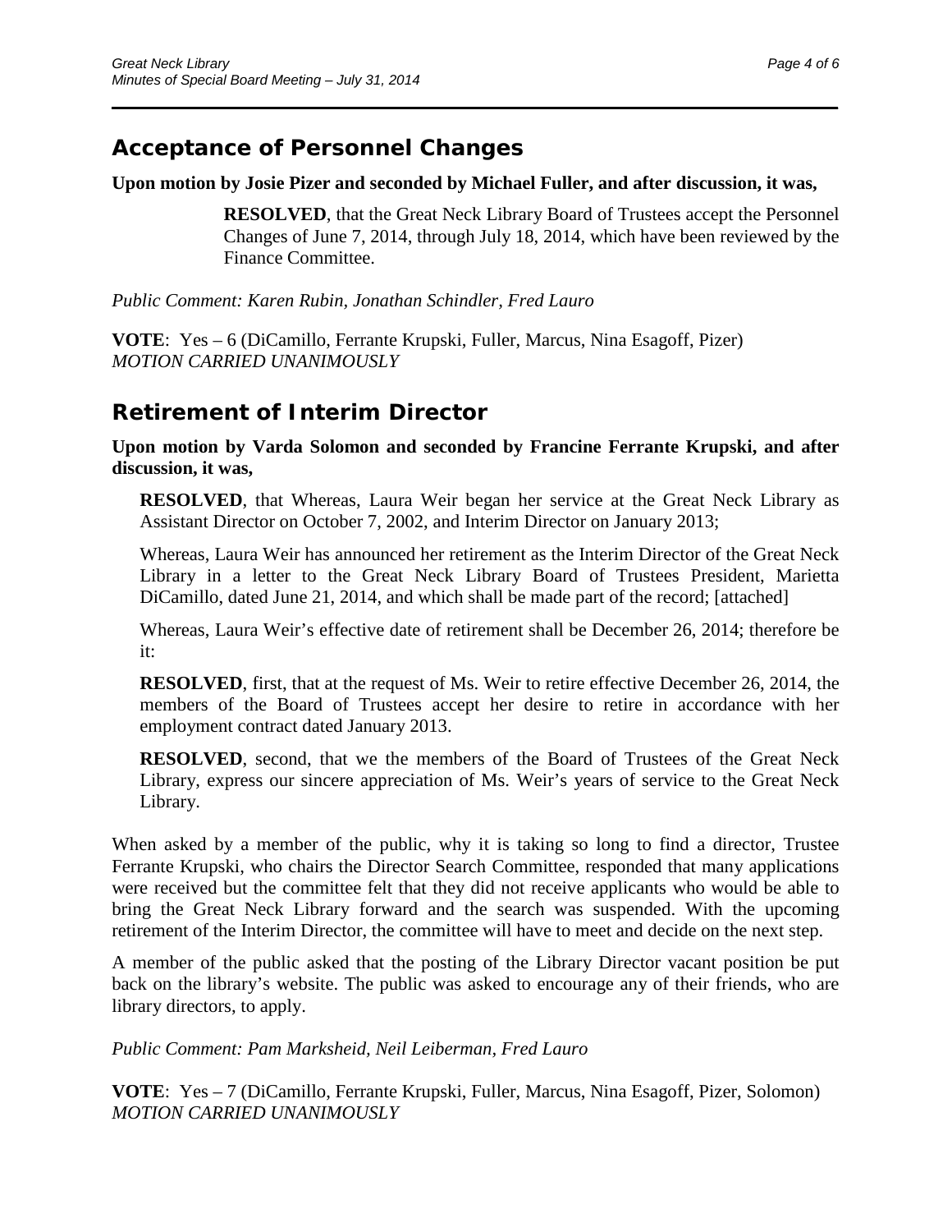## Acceptance of Personnel Changes

**Upon motion by Josie Pizer and seconded by Michael Fuller, and after discussion, it was,**

> **RESOLVED**, that the Great Neck Library Board of Trustees accept the Personnel Changes of June 7, 2014, through July 18, 2014, which have been reviewed by the Finance Committee.

*Public Comment: Karen Rubin, Jonathan Schindler, Fred Lauro*

**VOTE**: Yes – 6 (DiCamillo, Ferrante Krupski, Fuller, Marcus, Nina Esagoff, Pizer)
*MOTION CARRIED UNANIMOUSLY*

## Retirement of Interim Director

**Upon motion by Varda Solomon and seconded by Francine Ferrante Krupski, and after discussion, it was,**

> **RESOLVED**, that Whereas, Laura Weir began her service at the Great Neck Library as Assistant Director on October 7, 2002, and Interim Director on January 2013;
>
> Whereas, Laura Weir has announced her retirement as the Interim Director of the Great Neck Library in a letter to the Great Neck Library Board of Trustees President, Marietta DiCamillo, dated June 21, 2014, and which shall be made part of the record; [attached]
>
> Whereas, Laura Weir's effective date of retirement shall be December 26, 2014; therefore be it:
>
> **RESOLVED**, first, that at the request of Ms. Weir to retire effective December 26, 2014, the members of the Board of Trustees accept her desire to retire in accordance with her employment contract dated January 2013.
>
> **RESOLVED**, second, that we the members of the Board of Trustees of the Great Neck Library, express our sincere appreciation of Ms. Weir's years of service to the Great Neck Library.

When asked by a member of the public, why it is taking so long to find a director, Trustee Ferrante Krupski, who chairs the Director Search Committee, responded that many applications were received but the committee felt that they did not receive applicants who would be able to bring the Great Neck Library forward and the search was suspended. With the upcoming retirement of the Interim Director, the committee will have to meet and decide on the next step.

A member of the public asked that the posting of the Library Director vacant position be put back on the library's website. The public was asked to encourage any of their friends, who are library directors, to apply.

*Public Comment: Pam Marksheid, Neil Leiberman, Fred Lauro*

**VOTE**: Yes – 7 (DiCamillo, Ferrante Krupski, Fuller, Marcus, Nina Esagoff, Pizer, Solomon)
*MOTION CARRIED UNANIMOUSLY*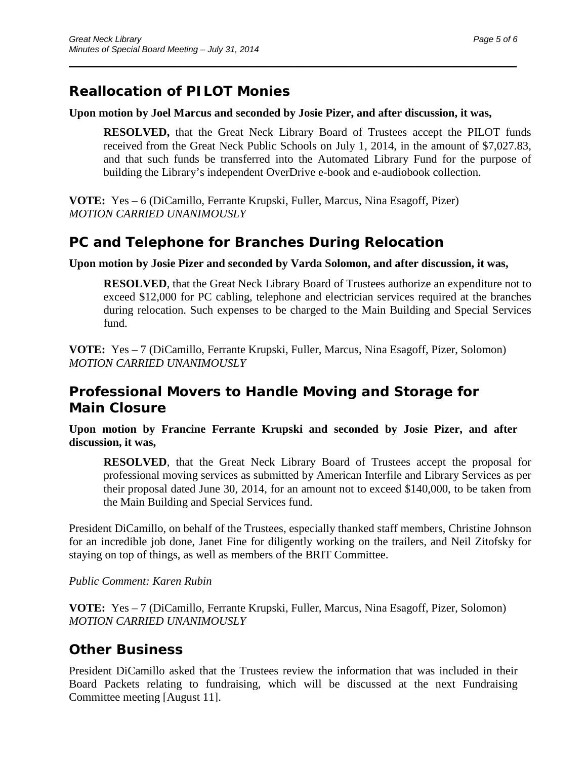## Reallocation of PILOT Monies

**Upon motion by Joel Marcus and seconded by Josie Pizer, and after discussion, it was,**

> **RESOLVED,** that the Great Neck Library Board of Trustees accept the PILOT funds received from the Great Neck Public Schools on July 1, 2014, in the amount of $7,027.83, and that such funds be transferred into the Automated Library Fund for the purpose of building the Library's independent OverDrive e-book and e-audiobook collection.

**VOTE:** Yes – 6 (DiCamillo, Ferrante Krupski, Fuller, Marcus, Nina Esagoff, Pizer)
*MOTION CARRIED UNANIMOUSLY*

## PC and Telephone for Branches During Relocation

**Upon motion by Josie Pizer and seconded by Varda Solomon, and after discussion, it was,**

> **RESOLVED**, that the Great Neck Library Board of Trustees authorize an expenditure not to exceed $12,000 for PC cabling, telephone and electrician services required at the branches during relocation. Such expenses to be charged to the Main Building and Special Services fund.

**VOTE:** Yes – 7 (DiCamillo, Ferrante Krupski, Fuller, Marcus, Nina Esagoff, Pizer, Solomon)
*MOTION CARRIED UNANIMOUSLY*

## Professional Movers to Handle Moving and Storage for Main Closure

**Upon motion by Francine Ferrante Krupski and seconded by Josie Pizer, and after discussion, it was,**

> **RESOLVED**, that the Great Neck Library Board of Trustees accept the proposal for professional moving services as submitted by American Interfile and Library Services as per their proposal dated June 30, 2014, for an amount not to exceed $140,000, to be taken from the Main Building and Special Services fund.

President DiCamillo, on behalf of the Trustees, especially thanked staff members, Christine Johnson for an incredible job done, Janet Fine for diligently working on the trailers, and Neil Zitofsky for staying on top of things, as well as members of the BRIT Committee.

*Public Comment: Karen Rubin*

**VOTE:** Yes – 7 (DiCamillo, Ferrante Krupski, Fuller, Marcus, Nina Esagoff, Pizer, Solomon)
*MOTION CARRIED UNANIMOUSLY*

## Other Business

President DiCamillo asked that the Trustees review the information that was included in their Board Packets relating to fundraising, which will be discussed at the next Fundraising Committee meeting [August 11].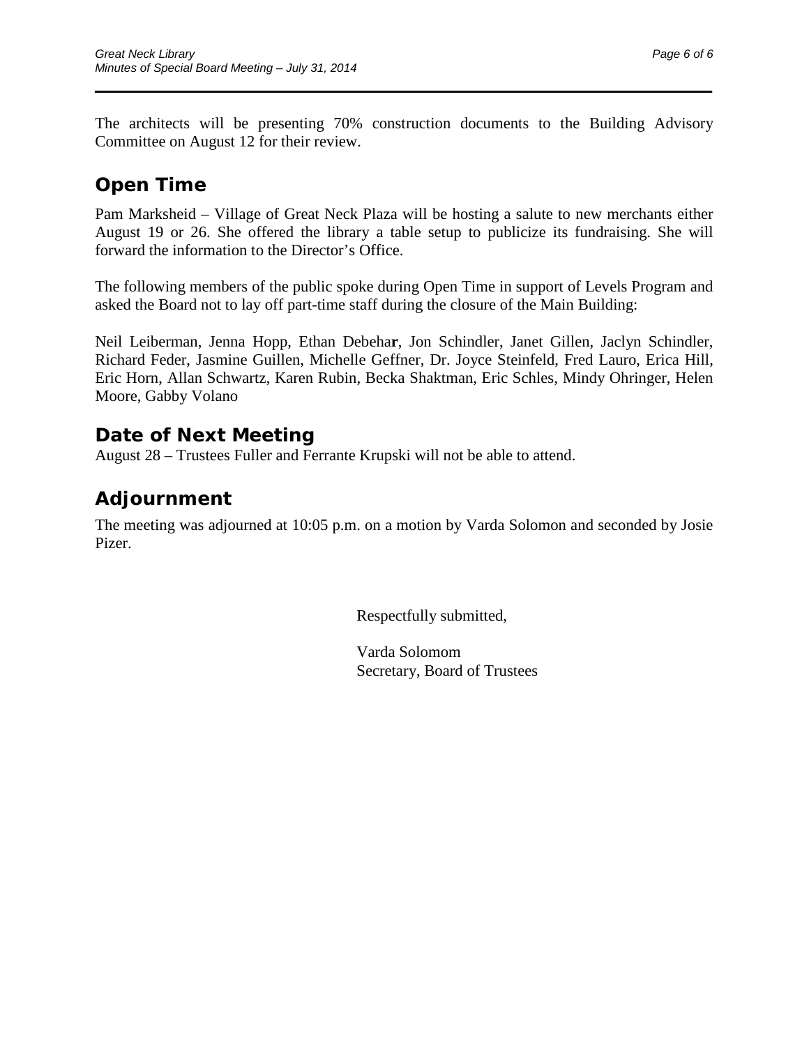The architects will be presenting 70% construction documents to the Building Advisory Committee on August 12 for their review.

## Open Time

Pam Marksheid – Village of Great Neck Plaza will be hosting a salute to new merchants either August 19 or 26. She offered the library a table setup to publicize its fundraising. She will forward the information to the Director's Office.

The following members of the public spoke during Open Time in support of Levels Program and asked the Board not to lay off part-time staff during the closure of the Main Building:

Neil Leiberman, Jenna Hopp, Ethan Debehar, Jon Schindler, Janet Gillen, Jaclyn Schindler, Richard Feder, Jasmine Guillen, Michelle Geffner, Dr. Joyce Steinfeld, Fred Lauro, Erica Hill, Eric Horn, Allan Schwartz, Karen Rubin, Becka Shaktman, Eric Schles, Mindy Ohringer, Helen Moore, Gabby Volano

## Date of Next Meeting

August 28 – Trustees Fuller and Ferrante Krupski will not be able to attend.

## Adjournment

The meeting was adjourned at 10:05 p.m. on a motion by Varda Solomon and seconded by Josie Pizer.

Respectfully submitted,

Varda Solomom
Secretary, Board of Trustees